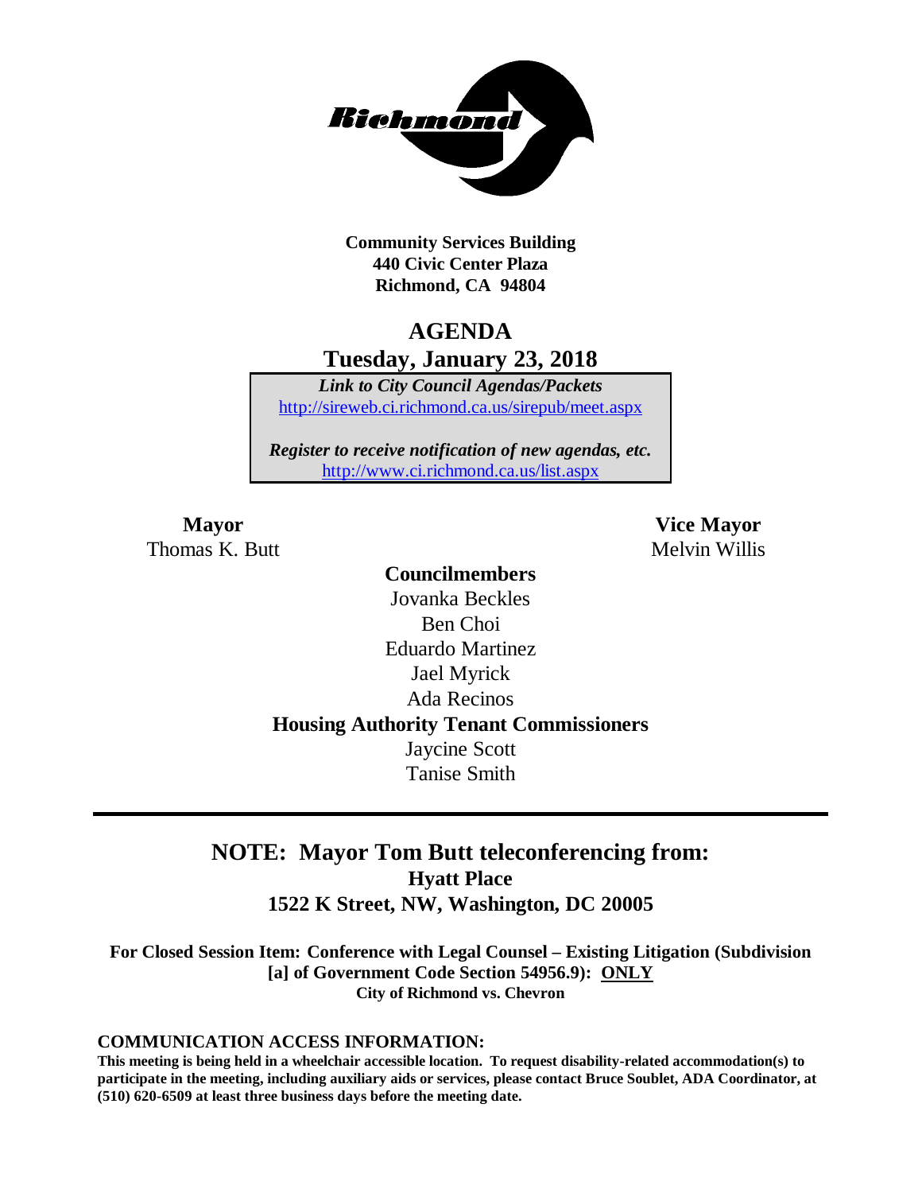**Community Services Building**
**440 Civic Center Plaza**
**Richmond, CA 94804**

# AGENDA
## Tuesday, January 23, 2018

***Link to City Council Agendas/Packets***
http://sireweb.ci.richmond.ca.us/sirepub/meet.aspx

***Register to receive notification of new agendas, etc.***
http://www.ci.richmond.ca.us/list.aspx

**Mayor**
Thomas K. Butt

**Vice Mayor**
Melvin Willis

**Councilmembers**
Jovanka Beckles
Ben Choi
Eduardo Martinez
Jael Myrick
Ada Recinos

**Housing Authority Tenant Commissioners**
Jaycine Scott
Tanise Smith

---

## NOTE: Mayor Tom Butt teleconferencing from:
**Hyatt Place**
**1522 K Street, NW, Washington, DC 20005**

**For Closed Session Item: Conference with Legal Counsel – Existing Litigation (Subdivision [a] of Government Code Section 54956.9): ONLY**
**City of Richmond vs. Chevron**

**COMMUNICATION ACCESS INFORMATION:**
**This meeting is being held in a wheelchair accessible location. To request disability-related accommodation(s) to participate in the meeting, including auxiliary aids or services, please contact Bruce Soublet, ADA Coordinator, at (510) 620-6509 at least three business days before the meeting date.**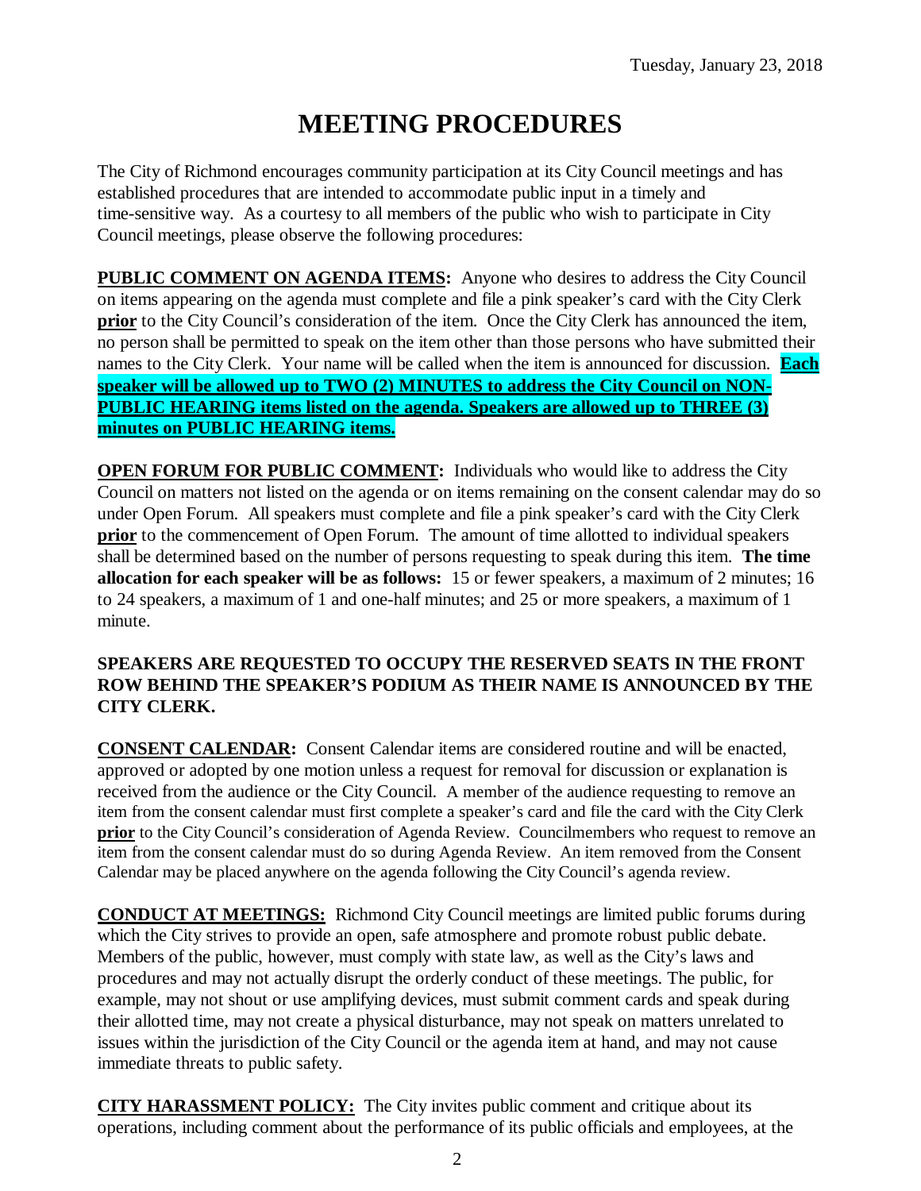Tuesday, January 23, 2018

# MEETING PROCEDURES

The City of Richmond encourages community participation at its City Council meetings and has established procedures that are intended to accommodate public input in a timely and time-sensitive way. As a courtesy to all members of the public who wish to participate in City Council meetings, please observe the following procedures:

**PUBLIC COMMENT ON AGENDA ITEMS:** Anyone who desires to address the City Council on items appearing on the agenda must complete and file a pink speaker's card with the City Clerk **prior** to the City Council's consideration of the item. Once the City Clerk has announced the item, no person shall be permitted to speak on the item other than those persons who have submitted their names to the City Clerk. Your name will be called when the item is announced for discussion. **Each speaker will be allowed up to TWO (2) MINUTES to address the City Council on NON-PUBLIC HEARING items listed on the agenda. Speakers are allowed up to THREE (3) minutes on PUBLIC HEARING items.**

**OPEN FORUM FOR PUBLIC COMMENT:** Individuals who would like to address the City Council on matters not listed on the agenda or on items remaining on the consent calendar may do so under Open Forum. All speakers must complete and file a pink speaker's card with the City Clerk **prior** to the commencement of Open Forum. The amount of time allotted to individual speakers shall be determined based on the number of persons requesting to speak during this item. **The time allocation for each speaker will be as follows:** 15 or fewer speakers, a maximum of 2 minutes; 16 to 24 speakers, a maximum of 1 and one-half minutes; and 25 or more speakers, a maximum of 1 minute.

**SPEAKERS ARE REQUESTED TO OCCUPY THE RESERVED SEATS IN THE FRONT ROW BEHIND THE SPEAKER'S PODIUM AS THEIR NAME IS ANNOUNCED BY THE CITY CLERK.**

**CONSENT CALENDAR:** Consent Calendar items are considered routine and will be enacted, approved or adopted by one motion unless a request for removal for discussion or explanation is received from the audience or the City Council. A member of the audience requesting to remove an item from the consent calendar must first complete a speaker's card and file the card with the City Clerk **prior** to the City Council's consideration of Agenda Review. Councilmembers who request to remove an item from the consent calendar must do so during Agenda Review. An item removed from the Consent Calendar may be placed anywhere on the agenda following the City Council's agenda review.

**CONDUCT AT MEETINGS:** Richmond City Council meetings are limited public forums during which the City strives to provide an open, safe atmosphere and promote robust public debate. Members of the public, however, must comply with state law, as well as the City's laws and procedures and may not actually disrupt the orderly conduct of these meetings. The public, for example, may not shout or use amplifying devices, must submit comment cards and speak during their allotted time, may not create a physical disturbance, may not speak on matters unrelated to issues within the jurisdiction of the City Council or the agenda item at hand, and may not cause immediate threats to public safety.

**CITY HARASSMENT POLICY:** The City invites public comment and critique about its operations, including comment about the performance of its public officials and employees, at the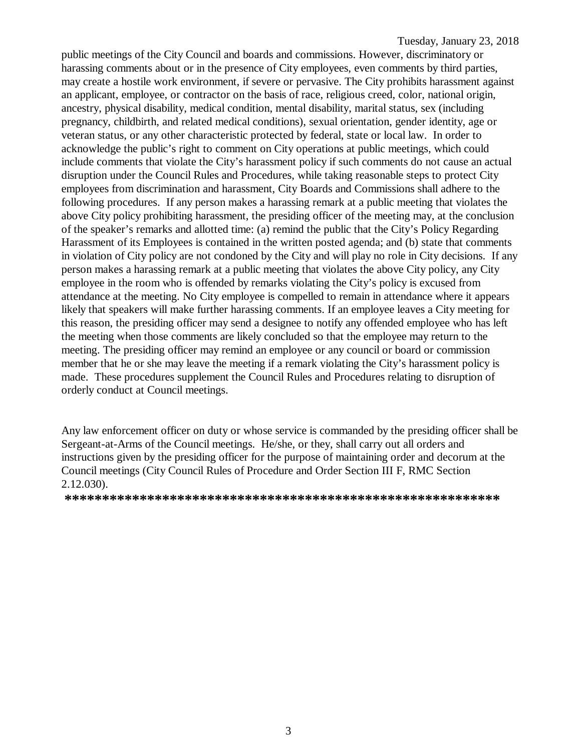public meetings of the City Council and boards and commissions. However, discriminatory or harassing comments about or in the presence of City employees, even comments by third parties, may create a hostile work environment, if severe or pervasive. The City prohibits harassment against an applicant, employee, or contractor on the basis of race, religious creed, color, national origin, ancestry, physical disability, medical condition, mental disability, marital status, sex (including pregnancy, childbirth, and related medical conditions), sexual orientation, gender identity, age or veteran status, or any other characteristic protected by federal, state or local law. In order to acknowledge the public's right to comment on City operations at public meetings, which could include comments that violate the City's harassment policy if such comments do not cause an actual disruption under the Council Rules and Procedures, while taking reasonable steps to protect City employees from discrimination and harassment, City Boards and Commissions shall adhere to the following procedures. If any person makes a harassing remark at a public meeting that violates the above City policy prohibiting harassment, the presiding officer of the meeting may, at the conclusion of the speaker's remarks and allotted time: (a) remind the public that the City's Policy Regarding Harassment of its Employees is contained in the written posted agenda; and (b) state that comments in violation of City policy are not condoned by the City and will play no role in City decisions. If any person makes a harassing remark at a public meeting that violates the above City policy, any City employee in the room who is offended by remarks violating the City's policy is excused from attendance at the meeting. No City employee is compelled to remain in attendance where it appears likely that speakers will make further harassing comments. If an employee leaves a City meeting for this reason, the presiding officer may send a designee to notify any offended employee who has left the meeting when those comments are likely concluded so that the employee may return to the meeting. The presiding officer may remind an employee or any council or board or commission member that he or she may leave the meeting if a remark violating the City's harassment policy is made. These procedures supplement the Council Rules and Procedures relating to disruption of orderly conduct at Council meetings.

Any law enforcement officer on duty or whose service is commanded by the presiding officer shall be Sergeant-at-Arms of the Council meetings. He/she, or they, shall carry out all orders and instructions given by the presiding officer for the purpose of maintaining order and decorum at the Council meetings (City Council Rules of Procedure and Order Section III F, RMC Section 2.12.030).

**********************************************************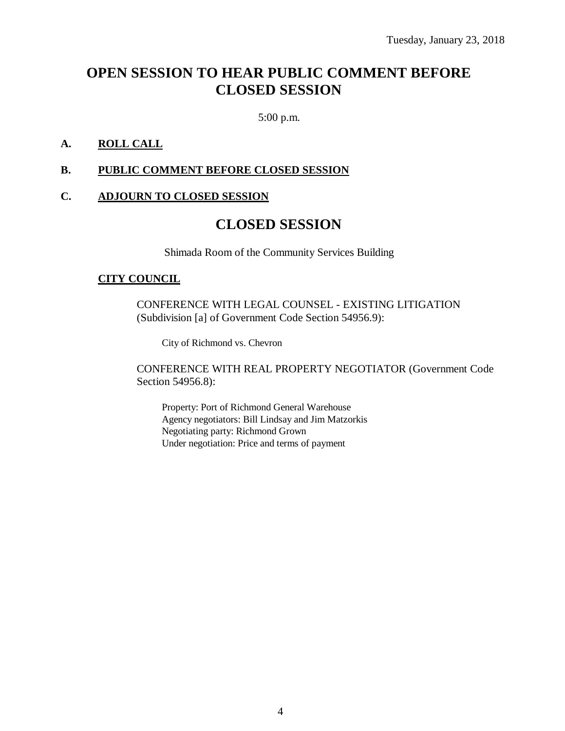Tuesday, January 23, 2018

# OPEN SESSION TO HEAR PUBLIC COMMENT BEFORE CLOSED SESSION

5:00 p.m.

**A. ROLL CALL**

**B. PUBLIC COMMENT BEFORE CLOSED SESSION**

**C. ADJOURN TO CLOSED SESSION**

# CLOSED SESSION

Shimada Room of the Community Services Building

**CITY COUNCIL**

CONFERENCE WITH LEGAL COUNSEL - EXISTING LITIGATION (Subdivision [a] of Government Code Section 54956.9):

City of Richmond vs. Chevron

CONFERENCE WITH REAL PROPERTY NEGOTIATOR (Government Code Section 54956.8):

Property: Port of Richmond General Warehouse
Agency negotiators: Bill Lindsay and Jim Matzorkis
Negotiating party: Richmond Grown
Under negotiation: Price and terms of payment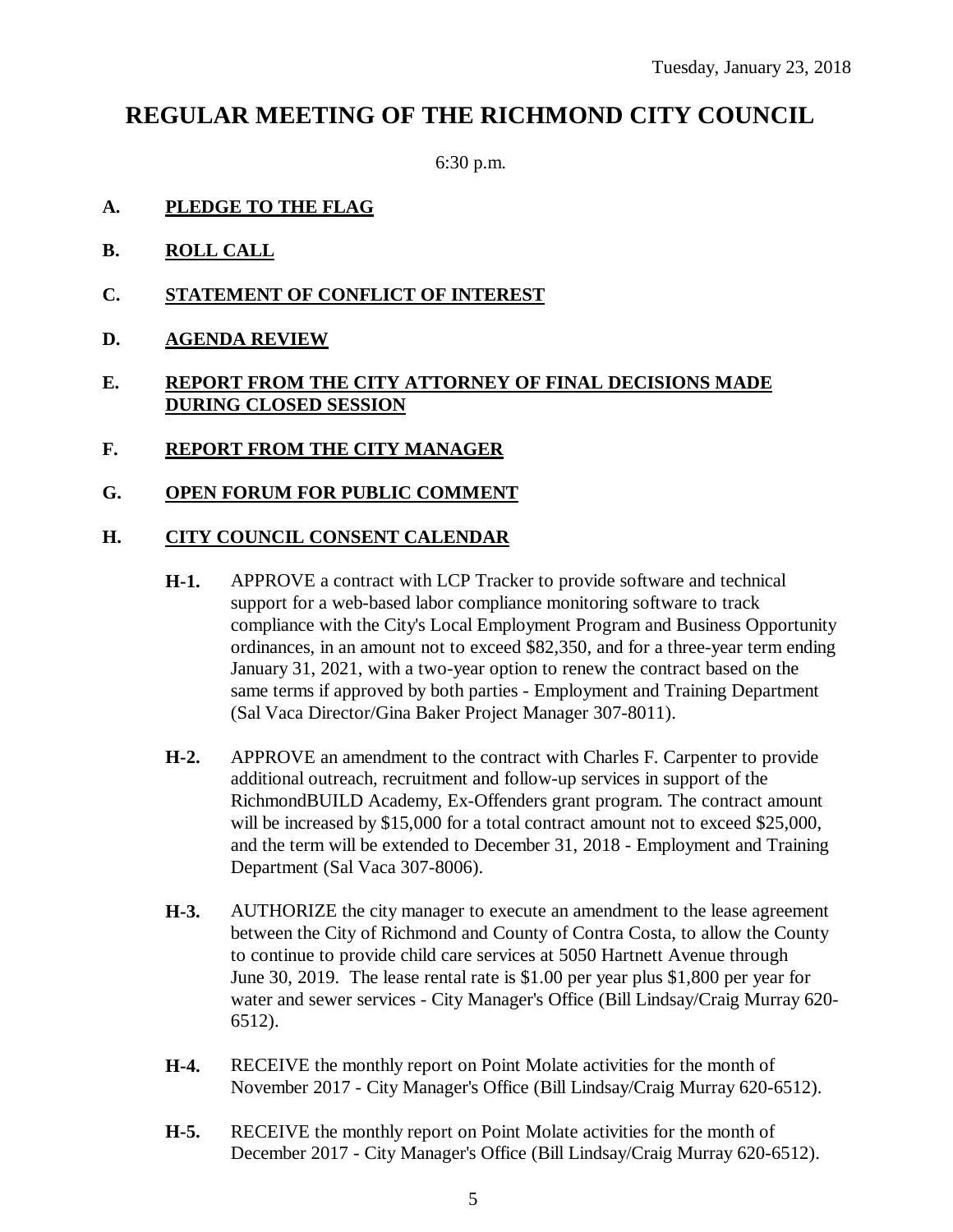Tuesday, January 23, 2018

# REGULAR MEETING OF THE RICHMOND CITY COUNCIL

6:30 p.m.

**A. PLEDGE TO THE FLAG**

**B. ROLL CALL**

**C. STATEMENT OF CONFLICT OF INTEREST**

**D. AGENDA REVIEW**

**E. REPORT FROM THE CITY ATTORNEY OF FINAL DECISIONS MADE DURING CLOSED SESSION**

**F. REPORT FROM THE CITY MANAGER**

**G. OPEN FORUM FOR PUBLIC COMMENT**

**H. CITY COUNCIL CONSENT CALENDAR**

**H-1.** APPROVE a contract with LCP Tracker to provide software and technical support for a web-based labor compliance monitoring software to track compliance with the City's Local Employment Program and Business Opportunity ordinances, in an amount not to exceed $82,350, and for a three-year term ending January 31, 2021, with a two-year option to renew the contract based on the same terms if approved by both parties - Employment and Training Department (Sal Vaca Director/Gina Baker Project Manager 307-8011).

**H-2.** APPROVE an amendment to the contract with Charles F. Carpenter to provide additional outreach, recruitment and follow-up services in support of the RichmondBUILD Academy, Ex-Offenders grant program. The contract amount will be increased by $15,000 for a total contract amount not to exceed $25,000, and the term will be extended to December 31, 2018 - Employment and Training Department (Sal Vaca 307-8006).

**H-3.** AUTHORIZE the city manager to execute an amendment to the lease agreement between the City of Richmond and County of Contra Costa, to allow the County to continue to provide child care services at 5050 Hartnett Avenue through June 30, 2019. The lease rental rate is $1.00 per year plus $1,800 per year for water and sewer services - City Manager's Office (Bill Lindsay/Craig Murray 620-6512).

**H-4.** RECEIVE the monthly report on Point Molate activities for the month of November 2017 - City Manager's Office (Bill Lindsay/Craig Murray 620-6512).

**H-5.** RECEIVE the monthly report on Point Molate activities for the month of December 2017 - City Manager's Office (Bill Lindsay/Craig Murray 620-6512).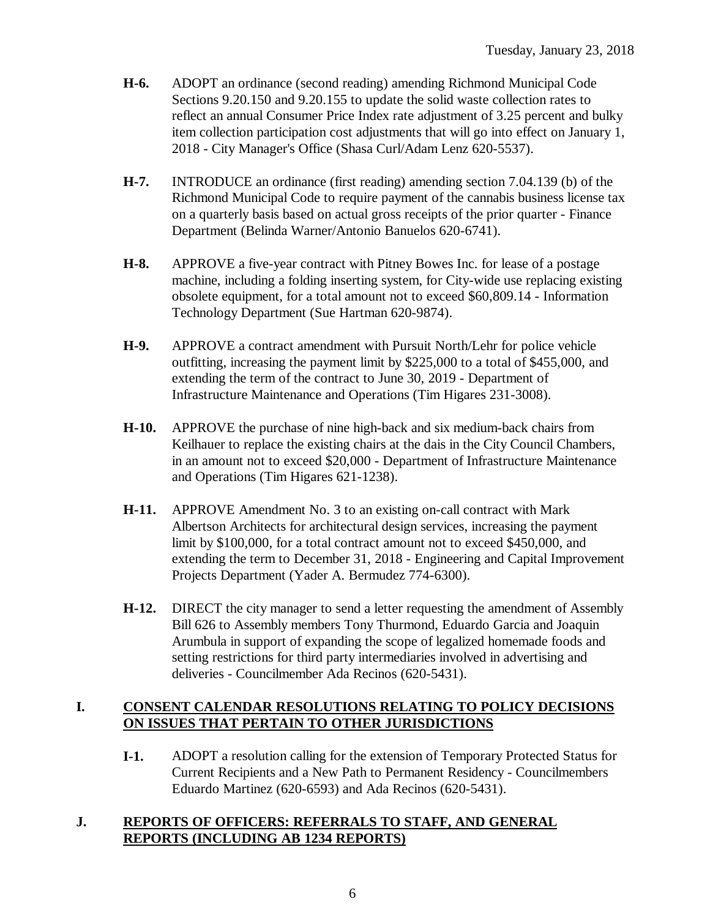**H-6.** ADOPT an ordinance (second reading) amending Richmond Municipal Code Sections 9.20.150 and 9.20.155 to update the solid waste collection rates to reflect an annual Consumer Price Index rate adjustment of 3.25 percent and bulky item collection participation cost adjustments that will go into effect on January 1, 2018 - City Manager's Office (Shasa Curl/Adam Lenz 620-5537).

**H-7.** INTRODUCE an ordinance (first reading) amending section 7.04.139 (b) of the Richmond Municipal Code to require payment of the cannabis business license tax on a quarterly basis based on actual gross receipts of the prior quarter - Finance Department (Belinda Warner/Antonio Banuelos 620-6741).

**H-8.** APPROVE a five-year contract with Pitney Bowes Inc. for lease of a postage machine, including a folding inserting system, for City-wide use replacing existing obsolete equipment, for a total amount not to exceed $60,809.14 - Information Technology Department (Sue Hartman 620-9874).

**H-9.** APPROVE a contract amendment with Pursuit North/Lehr for police vehicle outfitting, increasing the payment limit by $225,000 to a total of $455,000, and extending the term of the contract to June 30, 2019 - Department of Infrastructure Maintenance and Operations (Tim Higares 231-3008).

**H-10.** APPROVE the purchase of nine high-back and six medium-back chairs from Keilhauer to replace the existing chairs at the dais in the City Council Chambers, in an amount not to exceed $20,000 - Department of Infrastructure Maintenance and Operations (Tim Higares 621-1238).

**H-11.** APPROVE Amendment No. 3 to an existing on-call contract with Mark Albertson Architects for architectural design services, increasing the payment limit by $100,000, for a total contract amount not to exceed $450,000, and extending the term to December 31, 2018 - Engineering and Capital Improvement Projects Department (Yader A. Bermudez 774-6300).

**H-12.** DIRECT the city manager to send a letter requesting the amendment of Assembly Bill 626 to Assembly members Tony Thurmond, Eduardo Garcia and Joaquin Arumbula in support of expanding the scope of legalized homemade foods and setting restrictions for third party intermediaries involved in advertising and deliveries - Councilmember Ada Recinos (620-5431).

## I. CONSENT CALENDAR RESOLUTIONS RELATING TO POLICY DECISIONS ON ISSUES THAT PERTAIN TO OTHER JURISDICTIONS

**I-1.** ADOPT a resolution calling for the extension of Temporary Protected Status for Current Recipients and a New Path to Permanent Residency - Councilmembers Eduardo Martinez (620-6593) and Ada Recinos (620-5431).

## J. REPORTS OF OFFICERS: REFERRALS TO STAFF, AND GENERAL REPORTS (INCLUDING AB 1234 REPORTS)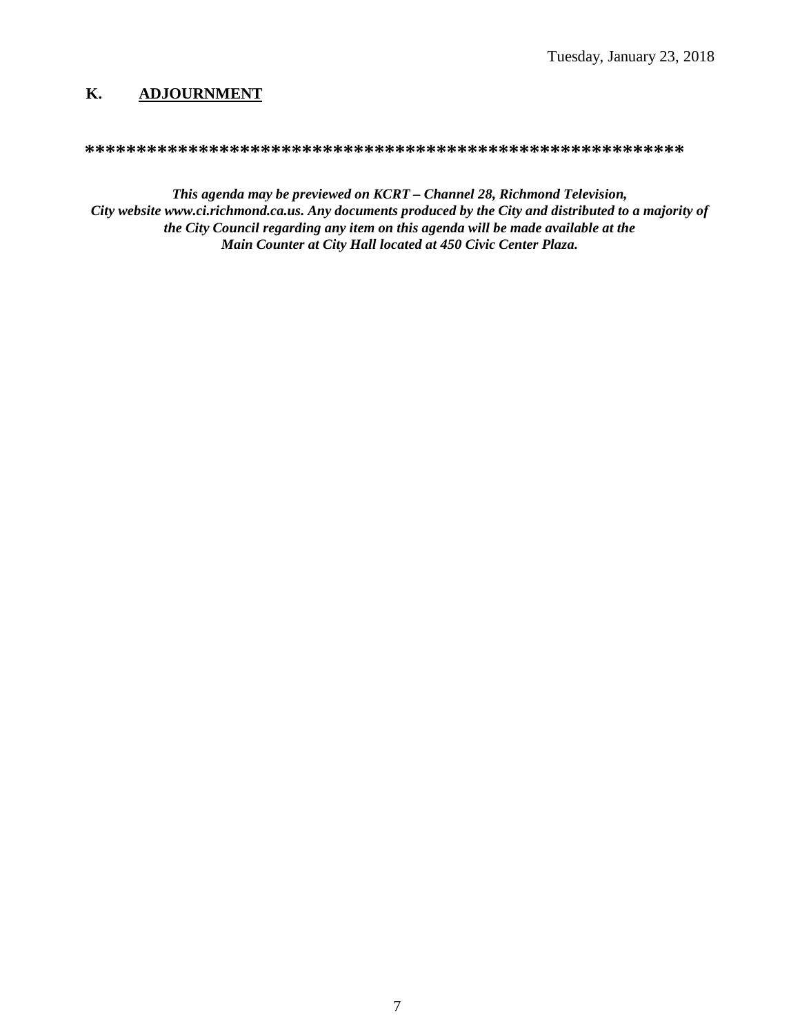## K. ADJOURNMENT

*********************************************************

***This agenda may be previewed on KCRT – Channel 28, Richmond Television, City website www.ci.richmond.ca.us. Any documents produced by the City and distributed to a majority of the City Council regarding any item on this agenda will be made available at the Main Counter at City Hall located at 450 Civic Center Plaza.***